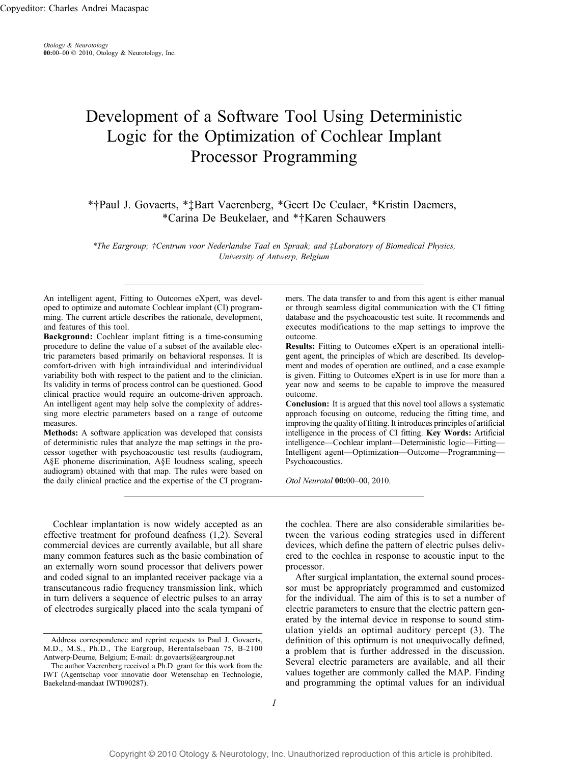# Development of a Software Tool Using Deterministic Logic for the Optimization of Cochlear Implant Processor Programming

*†Paul J. Govaerts, *‡Bart Vaerenberg, *Geert De Ceulaer, *Kristin Daemers, *Carina De Beukelaer, and *†Karen Schauwers

*\*The Eargroup; †Centrum voor Nederlandse Taal en Spraak; and ‡Laboratory of Biomedical Physics, University of Antwerp, Belgium*

---

An intelligent agent, Fitting to Outcomes eXpert, was developed to optimize and automate Cochlear implant (CI) programming. The current article describes the rationale, development, and features of this tool.

**Background:** Cochlear implant fitting is a time-consuming procedure to define the value of a subset of the available electric parameters based primarily on behavioral responses. It is comfort-driven with high intraindividual and interindividual variability both with respect to the patient and to the clinician. Its validity in terms of process control can be questioned. Good clinical practice would require an outcome-driven approach. An intelligent agent may help solve the complexity of addressing more electric parameters based on a range of outcome measures.

**Methods:** A software application was developed that consists of deterministic rules that analyze the map settings in the processor together with psychoacoustic test results (audiogram, A§E phoneme discrimination, A§E loudness scaling, speech audiogram) obtained with that map. The rules were based on the daily clinical practice and the expertise of the CI programmers. The data transfer to and from this agent is either manual or through seamless digital communication with the CI fitting database and the psychoacoustic test suite. It recommends and executes modifications to the map settings to improve the outcome.

**Results:** Fitting to Outcomes eXpert is an operational intelligent agent, the principles of which are described. Its development and modes of operation are outlined, and a case example is given. Fitting to Outcomes eXpert is in use for more than a year now and seems to be capable to improve the measured outcome.

**Conclusion:** It is argued that this novel tool allows a systematic approach focusing on outcome, reducing the fitting time, and improving the quality of fitting. It introduces principles of artificial intelligence in the process of CI fitting. **Key Words:** Artificial intelligence—Cochlear implant—Deterministic logic—Fitting—Intelligent agent—Optimization—Outcome—Programming—Psychoacoustics.

*Otol Neurotol* **00:**00–00, 2010.

---

Cochlear implantation is now widely accepted as an effective treatment for profound deafness (1,2). Several commercial devices are currently available, but all share many common features such as the basic combination of an externally worn sound processor that delivers power and coded signal to an implanted receiver package via a transcutaneous radio frequency transmission link, which in turn delivers a sequence of electric pulses to an array of electrodes surgically placed into the scala tympani of the cochlea. There are also considerable similarities between the various coding strategies used in different devices, which define the pattern of electric pulses delivered to the cochlea in response to acoustic input to the processor.

After surgical implantation, the external sound processor must be appropriately programmed and customized for the individual. The aim of this is to set a number of electric parameters to ensure that the electric pattern generated by the internal device in response to sound stimulation yields an optimal auditory percept (3). The definition of this optimum is not unequivocally defined, a problem that is further addressed in the discussion. Several electric parameters are available, and all their values together are commonly called the MAP. Finding and programming the optimal values for an individual

---

Address correspondence and reprint requests to Paul J. Govaerts, M.D., M.S., Ph.D., The Eargroup, Herentalsebaan 75, B-2100 Antwerp-Deurne, Belgium; E-mail: dr.govaerts@eargroup.net

The author Vaerenberg received a Ph.D. grant for this work from the IWT (Agentschap voor innovatie door Wetenschap en Technologie, Baekeland-mandaat IWT090287).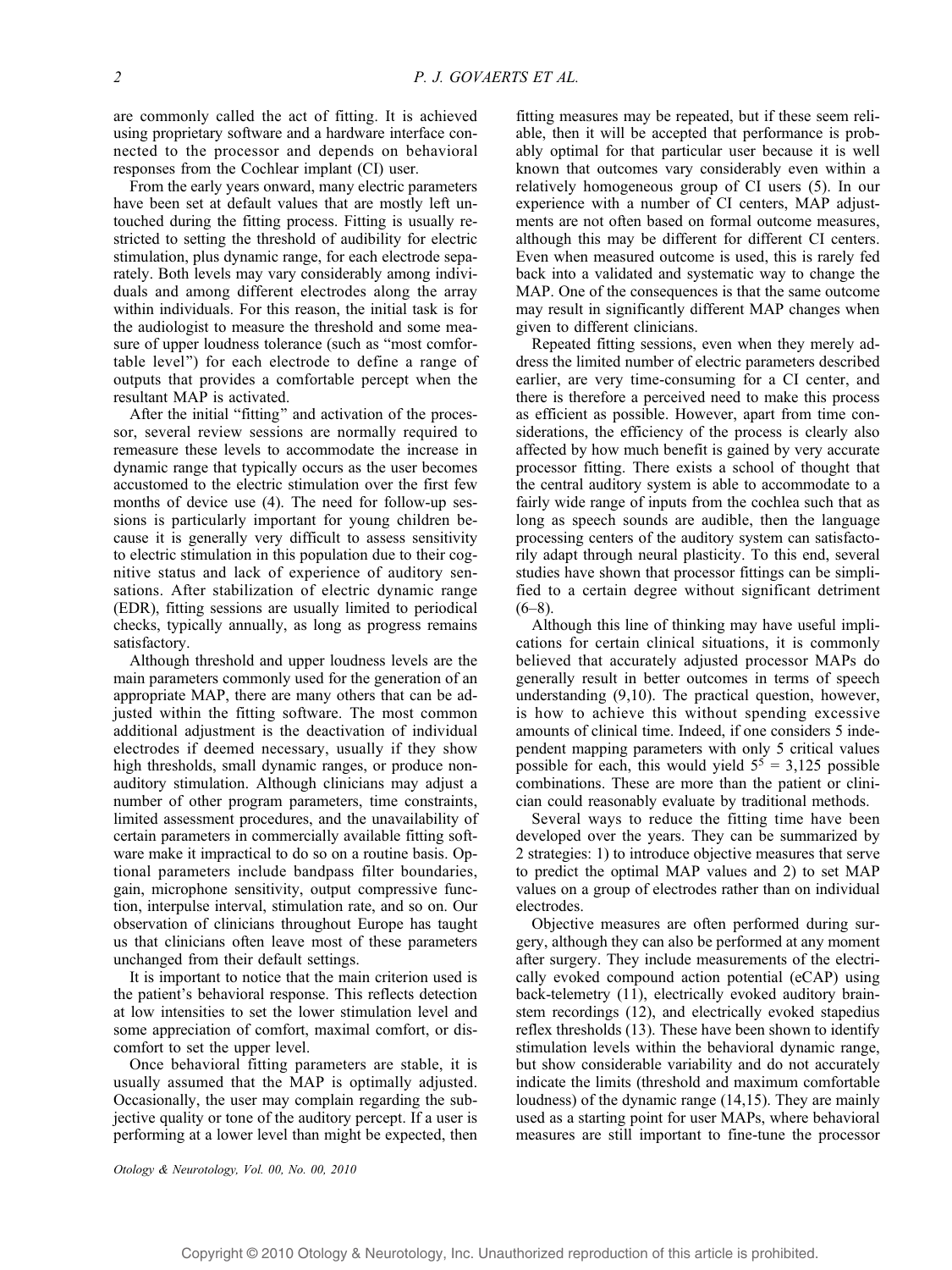are commonly called the act of fitting. It is achieved using proprietary software and a hardware interface connected to the processor and depends on behavioral responses from the Cochlear implant (CI) user.

From the early years onward, many electric parameters have been set at default values that are mostly left untouched during the fitting process. Fitting is usually restricted to setting the threshold of audibility for electric stimulation, plus dynamic range, for each electrode separately. Both levels may vary considerably among individuals and among different electrodes along the array within individuals. For this reason, the initial task is for the audiologist to measure the threshold and some measure of upper loudness tolerance (such as "most comfortable level") for each electrode to define a range of outputs that provides a comfortable percept when the resultant MAP is activated.

After the initial "fitting" and activation of the processor, several review sessions are normally required to remeasure these levels to accommodate the increase in dynamic range that typically occurs as the user becomes accustomed to the electric stimulation over the first few months of device use (4). The need for follow-up sessions is particularly important for young children because it is generally very difficult to assess sensitivity to electric stimulation in this population due to their cognitive status and lack of experience of auditory sensations. After stabilization of electric dynamic range (EDR), fitting sessions are usually limited to periodical checks, typically annually, as long as progress remains satisfactory.

Although threshold and upper loudness levels are the main parameters commonly used for the generation of an appropriate MAP, there are many others that can be adjusted within the fitting software. The most common additional adjustment is the deactivation of individual electrodes if deemed necessary, usually if they show high thresholds, small dynamic ranges, or produce nonauditory stimulation. Although clinicians may adjust a number of other program parameters, time constraints, limited assessment procedures, and the unavailability of certain parameters in commercially available fitting software make it impractical to do so on a routine basis. Optional parameters include bandpass filter boundaries, gain, microphone sensitivity, output compressive function, interpulse interval, stimulation rate, and so on. Our observation of clinicians throughout Europe has taught us that clinicians often leave most of these parameters unchanged from their default settings.

It is important to notice that the main criterion used is the patient's behavioral response. This reflects detection at low intensities to set the lower stimulation level and some appreciation of comfort, maximal comfort, or discomfort to set the upper level.

Once behavioral fitting parameters are stable, it is usually assumed that the MAP is optimally adjusted. Occasionally, the user may complain regarding the subjective quality or tone of the auditory percept. If a user is performing at a lower level than might be expected, then fitting measures may be repeated, but if these seem reliable, then it will be accepted that performance is probably optimal for that particular user because it is well known that outcomes vary considerably even within a relatively homogeneous group of CI users (5). In our experience with a number of CI centers, MAP adjustments are not often based on formal outcome measures, although this may be different for different CI centers. Even when measured outcome is used, this is rarely fed back into a validated and systematic way to change the MAP. One of the consequences is that the same outcome may result in significantly different MAP changes when given to different clinicians.

Repeated fitting sessions, even when they merely address the limited number of electric parameters described earlier, are very time-consuming for a CI center, and there is therefore a perceived need to make this process as efficient as possible. However, apart from time considerations, the efficiency of the process is clearly also affected by how much benefit is gained by very accurate processor fitting. There exists a school of thought that the central auditory system is able to accommodate to a fairly wide range of inputs from the cochlea such that as long as speech sounds are audible, then the language processing centers of the auditory system can satisfactorily adapt through neural plasticity. To this end, several studies have shown that processor fittings can be simplified to a certain degree without significant detriment (6–8).

Although this line of thinking may have useful implications for certain clinical situations, it is commonly believed that accurately adjusted processor MAPs do generally result in better outcomes in terms of speech understanding (9,10). The practical question, however, is how to achieve this without spending excessive amounts of clinical time. Indeed, if one considers 5 independent mapping parameters with only 5 critical values possible for each, this would yield $5^5 = 3{,}125$ possible combinations. These are more than the patient or clinician could reasonably evaluate by traditional methods.

Several ways to reduce the fitting time have been developed over the years. They can be summarized by 2 strategies: 1) to introduce objective measures that serve to predict the optimal MAP values and 2) to set MAP values on a group of electrodes rather than on individual electrodes.

Objective measures are often performed during surgery, although they can also be performed at any moment after surgery. They include measurements of the electrically evoked compound action potential (eCAP) using back-telemetry (11), electrically evoked auditory brainstem recordings (12), and electrically evoked stapedius reflex thresholds (13). These have been shown to identify stimulation levels within the behavioral dynamic range, but show considerable variability and do not accurately indicate the limits (threshold and maximum comfortable loudness) of the dynamic range (14,15). They are mainly used as a starting point for user MAPs, where behavioral measures are still important to fine-tune the processor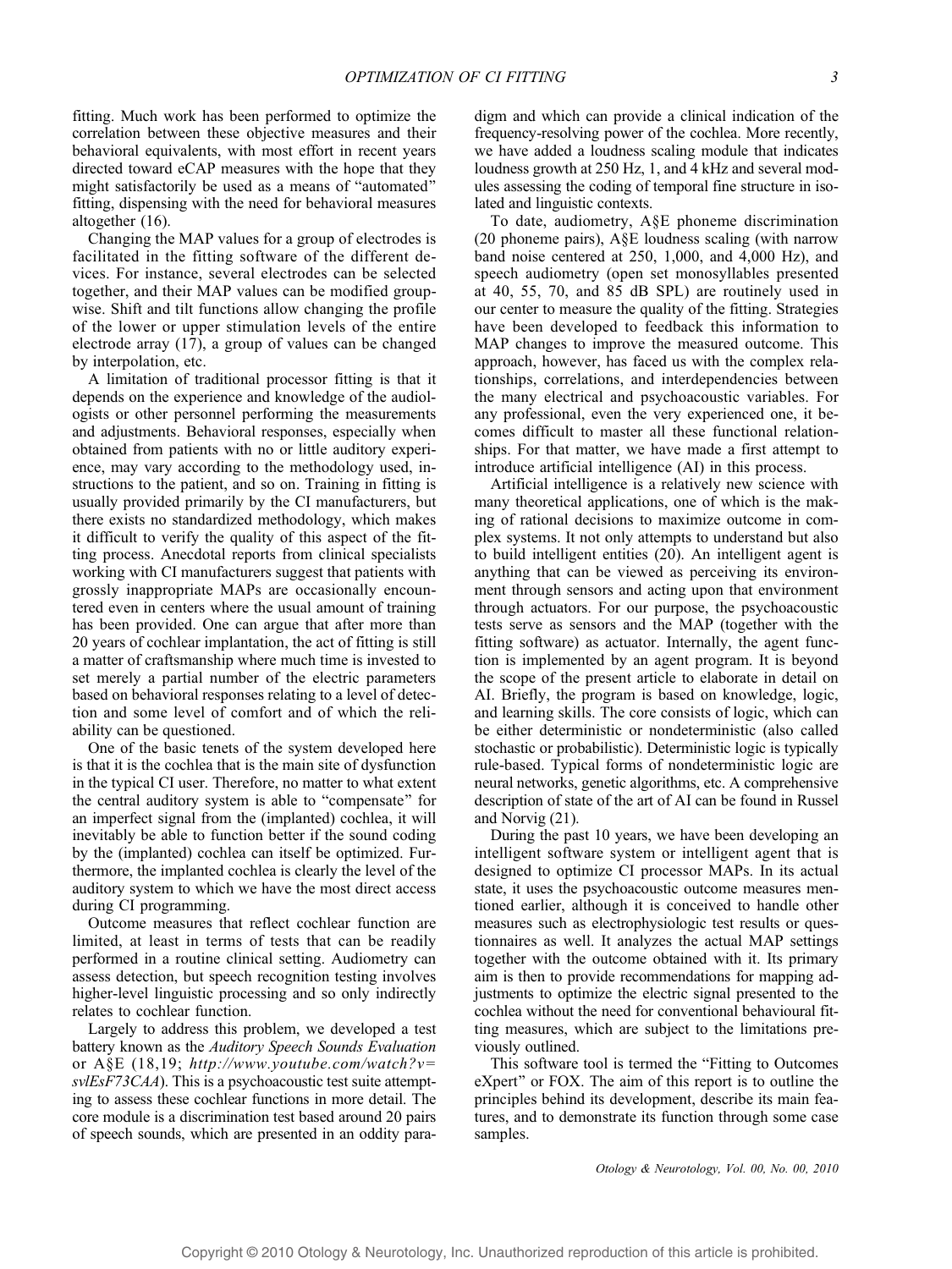fitting. Much work has been performed to optimize the correlation between these objective measures and their behavioral equivalents, with most effort in recent years directed toward eCAP measures with the hope that they might satisfactorily be used as a means of "automated" fitting, dispensing with the need for behavioral measures altogether (16).

Changing the MAP values for a group of electrodes is facilitated in the fitting software of the different devices. For instance, several electrodes can be selected together, and their MAP values can be modified groupwise. Shift and tilt functions allow changing the profile of the lower or upper stimulation levels of the entire electrode array (17), a group of values can be changed by interpolation, etc.

A limitation of traditional processor fitting is that it depends on the experience and knowledge of the audiologists or other personnel performing the measurements and adjustments. Behavioral responses, especially when obtained from patients with no or little auditory experience, may vary according to the methodology used, instructions to the patient, and so on. Training in fitting is usually provided primarily by the CI manufacturers, but there exists no standardized methodology, which makes it difficult to verify the quality of this aspect of the fitting process. Anecdotal reports from clinical specialists working with CI manufacturers suggest that patients with grossly inappropriate MAPs are occasionally encountered even in centers where the usual amount of training has been provided. One can argue that after more than 20 years of cochlear implantation, the act of fitting is still a matter of craftsmanship where much time is invested to set merely a partial number of the electric parameters based on behavioral responses relating to a level of detection and some level of comfort and of which the reliability can be questioned.

One of the basic tenets of the system developed here is that it is the cochlea that is the main site of dysfunction in the typical CI user. Therefore, no matter to what extent the central auditory system is able to "compensate" for an imperfect signal from the (implanted) cochlea, it will inevitably be able to function better if the sound coding by the (implanted) cochlea can itself be optimized. Furthermore, the implanted cochlea is clearly the level of the auditory system to which we have the most direct access during CI programming.

Outcome measures that reflect cochlear function are limited, at least in terms of tests that can be readily performed in a routine clinical setting. Audiometry can assess detection, but speech recognition testing involves higher-level linguistic processing and so only indirectly relates to cochlear function.

Largely to address this problem, we developed a test battery known as the *Auditory Speech Sounds Evaluation* or A§E (18,19; *http://www.youtube.com/watch?v=svlEsF73CAA*). This is a psychoacoustic test suite attempting to assess these cochlear functions in more detail. The core module is a discrimination test based around 20 pairs of speech sounds, which are presented in an oddity paradigm and which can provide a clinical indication of the frequency-resolving power of the cochlea. More recently, we have added a loudness scaling module that indicates loudness growth at 250 Hz, 1, and 4 kHz and several modules assessing the coding of temporal fine structure in isolated and linguistic contexts.

To date, audiometry, A§E phoneme discrimination (20 phoneme pairs), A§E loudness scaling (with narrow band noise centered at 250, 1,000, and 4,000 Hz), and speech audiometry (open set monosyllables presented at 40, 55, 70, and 85 dB SPL) are routinely used in our center to measure the quality of the fitting. Strategies have been developed to feedback this information to MAP changes to improve the measured outcome. This approach, however, has faced us with the complex relationships, correlations, and interdependencies between the many electrical and psychoacoustic variables. For any professional, even the very experienced one, it becomes difficult to master all these functional relationships. For that matter, we have made a first attempt to introduce artificial intelligence (AI) in this process.

Artificial intelligence is a relatively new science with many theoretical applications, one of which is the making of rational decisions to maximize outcome in complex systems. It not only attempts to understand but also to build intelligent entities (20). An intelligent agent is anything that can be viewed as perceiving its environment through sensors and acting upon that environment through actuators. For our purpose, the psychoacoustic tests serve as sensors and the MAP (together with the fitting software) as actuator. Internally, the agent function is implemented by an agent program. It is beyond the scope of the present article to elaborate in detail on AI. Briefly, the program is based on knowledge, logic, and learning skills. The core consists of logic, which can be either deterministic or nondeterministic (also called stochastic or probabilistic). Deterministic logic is typically rule-based. Typical forms of nondeterministic logic are neural networks, genetic algorithms, etc. A comprehensive description of state of the art of AI can be found in Russel and Norvig (21).

During the past 10 years, we have been developing an intelligent software system or intelligent agent that is designed to optimize CI processor MAPs. In its actual state, it uses the psychoacoustic outcome measures mentioned earlier, although it is conceived to handle other measures such as electrophysiologic test results or questionnaires as well. It analyzes the actual MAP settings together with the outcome obtained with it. Its primary aim is then to provide recommendations for mapping adjustments to optimize the electric signal presented to the cochlea without the need for conventional behavioural fitting measures, which are subject to the limitations previously outlined.

This software tool is termed the "Fitting to Outcomes eXpert" or FOX. The aim of this report is to outline the principles behind its development, describe its main features, and to demonstrate its function through some case samples.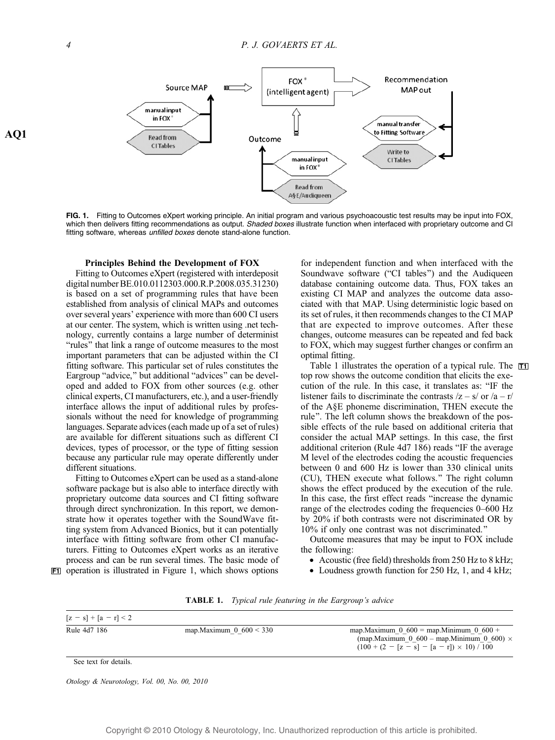FIG. 1. Fitting to Outcomes eXpert working principle. An initial program and various psychoacoustic test results may be input into FOX, which then delivers fitting recommendations as output. *Shaded boxes* illustrate function when interfaced with proprietary outcome and CI fitting software, whereas *unfilled boxes* denote stand-alone function.

### Principles Behind the Development of FOX

Fitting to Outcomes eXpert (registered with interdeposit digital number BE.010.0112303.000.R.P.2008.035.31230) is based on a set of programming rules that have been established from analysis of clinical MAPs and outcomes over several years' experience with more than 600 CI users at our center. The system, which is written using .net technology, currently contains a large number of determinist "rules" that link a range of outcome measures to the most important parameters that can be adjusted within the CI fitting software. This particular set of rules constitutes the Eargroup "advice," but additional "advices" can be developed and added to FOX from other sources (e.g. other clinical experts, CI manufacturers, etc.), and a user-friendly interface allows the input of additional rules by professionals without the need for knowledge of programming languages. Separate advices (each made up of a set of rules) are available for different situations such as different CI devices, types of processor, or the type of fitting session because any particular rule may operate differently under different situations.

Fitting to Outcomes eXpert can be used as a stand-alone software package but is also able to interface directly with proprietary outcome data sources and CI fitting software through direct synchronization. In this report, we demonstrate how it operates together with the SoundWave fitting system from Advanced Bionics, but it can potentially interface with fitting software from other CI manufacturers. Fitting to Outcomes eXpert works as an iterative process and can be run several times. The basic mode of operation is illustrated in Figure 1, which shows options for independent function and when interfaced with the Soundwave software ("CI tables") and the Audiqueen database containing outcome data. Thus, FOX takes an existing CI MAP and analyzes the outcome data associated with that MAP. Using deterministic logic based on its set of rules, it then recommends changes to the CI MAP that are expected to improve outcomes. After these changes, outcome measures can be repeated and fed back to FOX, which may suggest further changes or confirm an optimal fitting.

Table 1 illustrates the operation of a typical rule. The top row shows the outcome condition that elicits the execution of the rule. In this case, it translates as: "IF the listener fails to discriminate the contrasts /z – s/ or /a – r/ of the A§E phoneme discrimination, THEN execute the rule". The left column shows the breakdown of the possible effects of the rule based on additional criteria that consider the actual MAP settings. In this case, the first additional criterion (Rule 4d7 186) reads "IF the average M level of the electrodes coding the acoustic frequencies between 0 and 600 Hz is lower than 330 clinical units (CU), THEN execute what follows." The right column shows the effect produced by the execution of the rule. In this case, the first effect reads "increase the dynamic range of the electrodes coding the frequencies 0–600 Hz by 20% if both contrasts were not discriminated OR by 10% if only one contrast was not discriminated."

Outcome measures that may be input to FOX include the following:

- Acoustic (free field) thresholds from 250 Hz to 8 kHz;
- Loudness growth function for 250 Hz, 1, and 4 kHz;

**TABLE 1.** *Typical rule featuring in the Eargroup's advice*

| [z − s] + [a − r] < 2 | | |
|---|---|---|
| Rule 4d7 186 | map.Maximum_0_600 < 330 | map.Maximum_0_600 = map.Minimum_0_600 + (map.Maximum_0_600 – map.Minimum_0_600) × (100 + (2 − [z − s] − [a − r]) × 10) / 100 |

See text for details.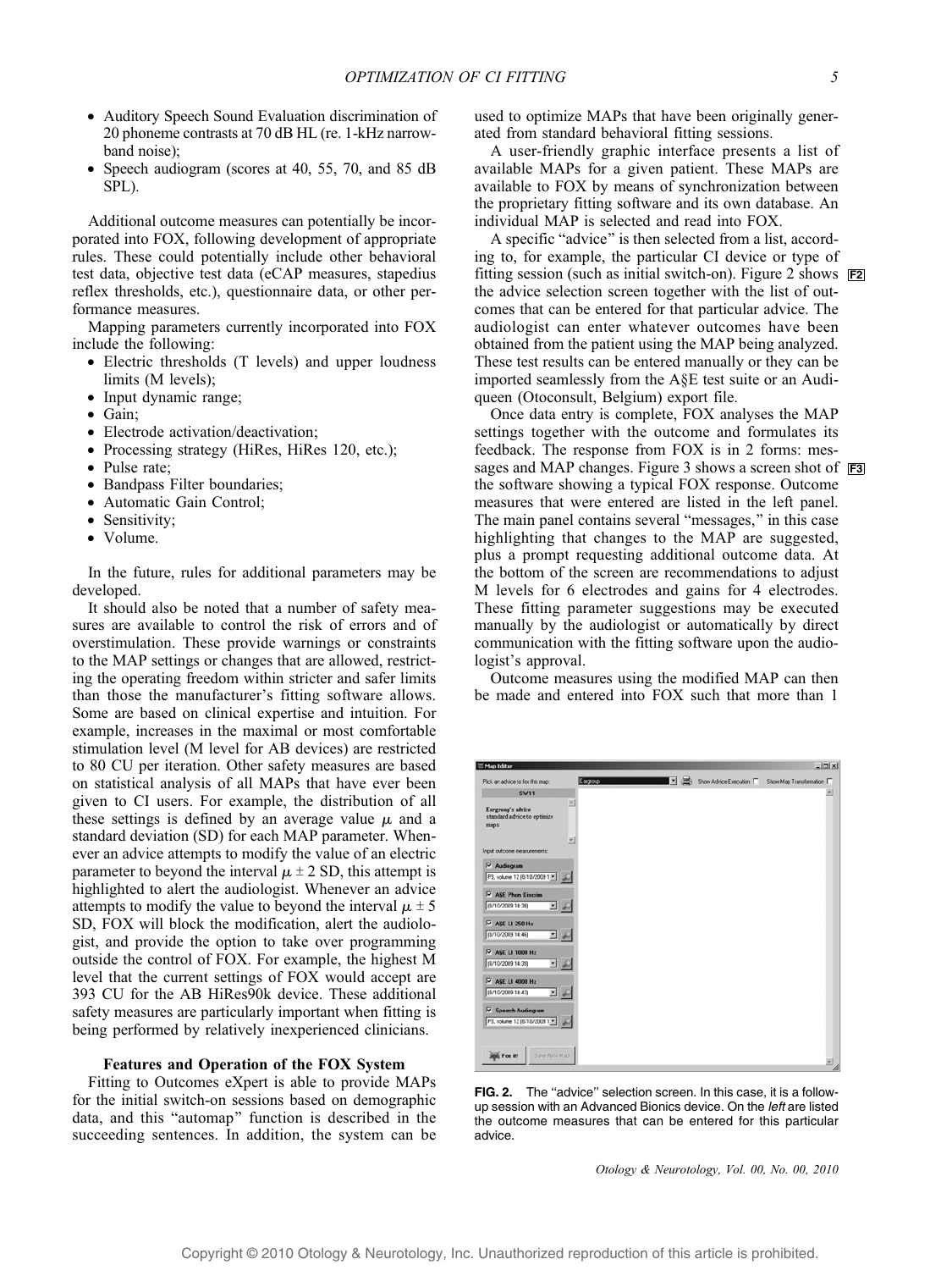- Auditory Speech Sound Evaluation discrimination of 20 phoneme contrasts at 70 dB HL (re. 1-kHz narrow-band noise);
- Speech audiogram (scores at 40, 55, 70, and 85 dB SPL).

Additional outcome measures can potentially be incorporated into FOX, following development of appropriate rules. These could potentially include other behavioral test data, objective test data (eCAP measures, stapedius reflex thresholds, etc.), questionnaire data, or other performance measures.

Mapping parameters currently incorporated into FOX include the following:

- Electric thresholds (T levels) and upper loudness limits (M levels);
- Input dynamic range;
- Gain;
- Electrode activation/deactivation;
- Processing strategy (HiRes, HiRes 120, etc.);
- Pulse rate;
- Bandpass Filter boundaries;
- Automatic Gain Control;
- Sensitivity;
- Volume.

In the future, rules for additional parameters may be developed.

It should also be noted that a number of safety measures are available to control the risk of errors and of overstimulation. These provide warnings or constraints to the MAP settings or changes that are allowed, restricting the operating freedom within stricter and safer limits than those the manufacturer's fitting software allows. Some are based on clinical expertise and intuition. For example, increases in the maximal or most comfortable stimulation level (M level for AB devices) are restricted to 80 CU per iteration. Other safety measures are based on statistical analysis of all MAPs that have ever been given to CI users. For example, the distribution of all these settings is defined by an average value $\mu$ and a standard deviation (SD) for each MAP parameter. Whenever an advice attempts to modify the value of an electric parameter to beyond the interval $\mu \pm 2$ SD, this attempt is highlighted to alert the audiologist. Whenever an advice attempts to modify the value to beyond the interval $\mu \pm 5$ SD, FOX will block the modification, alert the audiologist, and provide the option to take over programming outside the control of FOX. For example, the highest M level that the current settings of FOX would accept are 393 CU for the AB HiRes90k device. These additional safety measures are particularly important when fitting is being performed by relatively inexperienced clinicians.

## Features and Operation of the FOX System

Fitting to Outcomes eXpert is able to provide MAPs for the initial switch-on sessions based on demographic data, and this "automap" function is described in the succeeding sentences. In addition, the system can be used to optimize MAPs that have been originally generated from standard behavioral fitting sessions.

A user-friendly graphic interface presents a list of available MAPs for a given patient. These MAPs are available to FOX by means of synchronization between the proprietary fitting software and its own database. An individual MAP is selected and read into FOX.

A specific "advice" is then selected from a list, according to, for example, the particular CI device or type of fitting session (such as initial switch-on). Figure 2 shows the advice selection screen together with the list of outcomes that can be entered for that particular advice. The audiologist can enter whatever outcomes have been obtained from the patient using the MAP being analyzed. These test results can be entered manually or they can be imported seamlessly from the A§E test suite or an Audiqueen (Otoconsult, Belgium) export file.

Once data entry is complete, FOX analyses the MAP settings together with the outcome and formulates its feedback. The response from FOX is in 2 forms: messages and MAP changes. Figure 3 shows a screen shot of the software showing a typical FOX response. Outcome measures that were entered are listed in the left panel. The main panel contains several "messages," in this case highlighting that changes to the MAP are suggested, plus a prompt requesting additional outcome data. At the bottom of the screen are recommendations to adjust M levels for 6 electrodes and gains for 4 electrodes. These fitting parameter suggestions may be executed manually by the audiologist or automatically by direct communication with the fitting software upon the audiologist's approval.

Outcome measures using the modified MAP can then be made and entered into FOX such that more than 1

**FIG. 2.** The "advice" selection screen. In this case, it is a follow-up session with an Advanced Bionics device. On the *left* are listed the outcome measures that can be entered for this particular advice.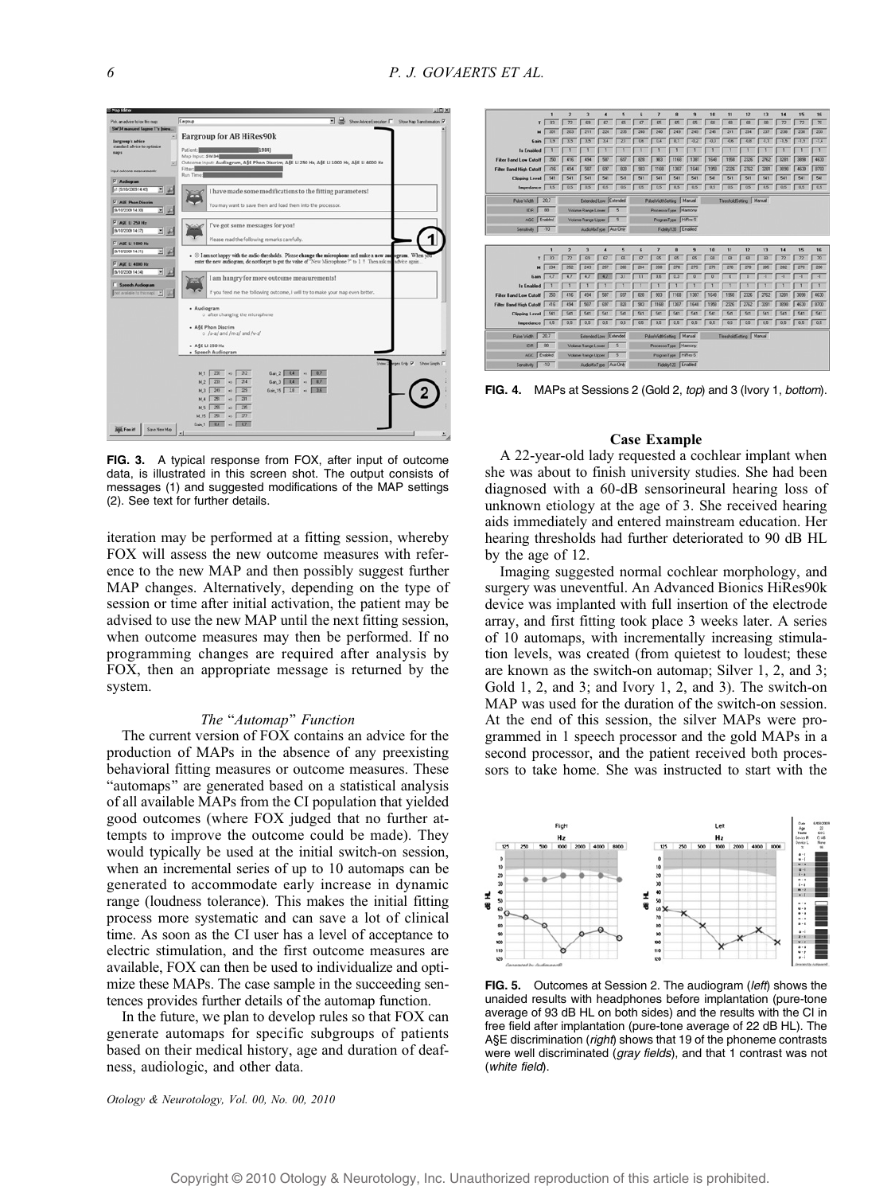FIG. 3. A typical response from FOX, after input of outcome data, is illustrated in this screen shot. The output consists of messages (1) and suggested modifications of the MAP settings (2). See text for further details.

iteration may be performed at a fitting session, whereby FOX will assess the new outcome measures with reference to the new MAP and then possibly suggest further MAP changes. Alternatively, depending on the type of session or time after initial activation, the patient may be advised to use the new MAP until the next fitting session, when outcome measures may then be performed. If no programming changes are required after analysis by FOX, then an appropriate message is returned by the system.

### *The "Automap" Function*

The current version of FOX contains an advice for the production of MAPs in the absence of any preexisting behavioral fitting measures or outcome measures. These "automaps" are generated based on a statistical analysis of all available MAPs from the CI population that yielded good outcomes (where FOX judged that no further attempts to improve the outcome could be made). They would typically be used at the initial switch-on session, when an incremental series of up to 10 automaps can be generated to accommodate early increase in dynamic range (loudness tolerance). This makes the initial fitting process more systematic and can save a lot of clinical time. As soon as the CI user has a level of acceptance to electric stimulation, and the first outcome measures are available, FOX can then be used to individualize and optimize these MAPs. The case sample in the succeeding sentences provides further details of the automap function.

In the future, we plan to develop rules so that FOX can generate automaps for specific subgroups of patients based on their medical history, age and duration of deafness, audiologic, and other data.

FIG. 4. MAPs at Sessions 2 (Gold 2, *top*) and 3 (Ivory 1, *bottom*).

### Case Example

A 22-year-old lady requested a cochlear implant when she was about to finish university studies. She had been diagnosed with a 60-dB sensorineural hearing loss of unknown etiology at the age of 3. She received hearing aids immediately and entered mainstream education. Her hearing thresholds had further deteriorated to 90 dB HL by the age of 12.

Imaging suggested normal cochlear morphology, and surgery was uneventful. An Advanced Bionics HiRes90k device was implanted with full insertion of the electrode array, and first fitting took place 3 weeks later. A series of 10 automaps, with incrementally increasing stimulation levels, was created (from quietest to loudest; these are known as the switch-on automap; Silver 1, 2, and 3; Gold 1, 2, and 3; and Ivory 1, 2, and 3). The switch-on MAP was used for the duration of the switch-on session. At the end of this session, the silver MAPs were programmed in 1 speech processor and the gold MAPs in a second processor, and the patient received both processors to take home. She was instructed to start with the

FIG. 5. Outcomes at Session 2. The audiogram (*left*) shows the unaided results with headphones before implantation (pure-tone average of 93 dB HL on both sides) and the results with the CI in free field after implantation (pure-tone average of 22 dB HL). The A§E discrimination (*right*) shows that 19 of the phoneme contrasts were well discriminated (*gray fields*), and that 1 contrast was not (*white field*).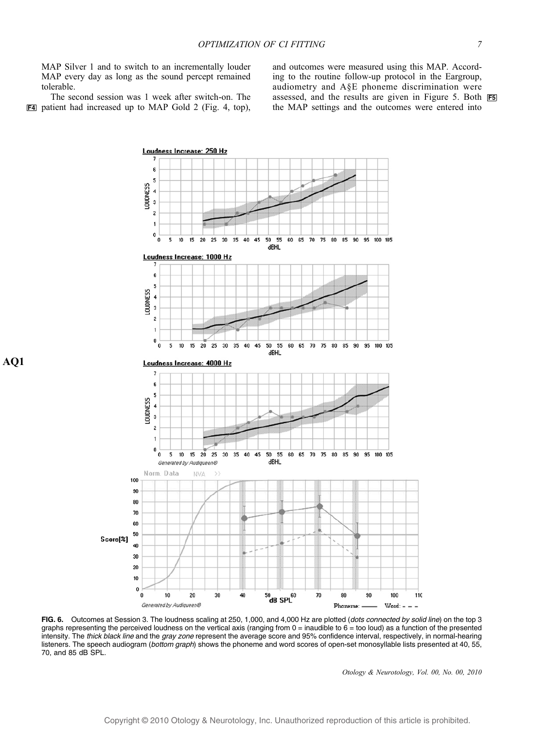MAP Silver 1 and to switch to an incrementally louder MAP every day as long as the sound percept remained tolerable.

The second session was 1 week after switch-on. The patient had increased up to MAP Gold 2 (Fig. 4, top), and outcomes were measured using this MAP. According to the routine follow-up protocol in the Eargroup, audiometry and A§E phoneme discrimination were assessed, and the results are given in Figure 5. Both the MAP settings and the outcomes were entered into

**FIG. 6.** Outcomes at Session 3. The loudness scaling at 250, 1,000, and 4,000 Hz are plotted (*dots connected by solid line*) on the top 3 graphs representing the perceived loudness on the vertical axis (ranging from 0 = inaudible to 6 = too loud) as a function of the presented intensity. The *thick black line* and the *gray zone* represent the average score and 95% confidence interval, respectively, in normal-hearing listeners. The speech audiogram (*bottom graph*) shows the phoneme and word scores of open-set monosyllable lists presented at 40, 55, 70, and 85 dB SPL.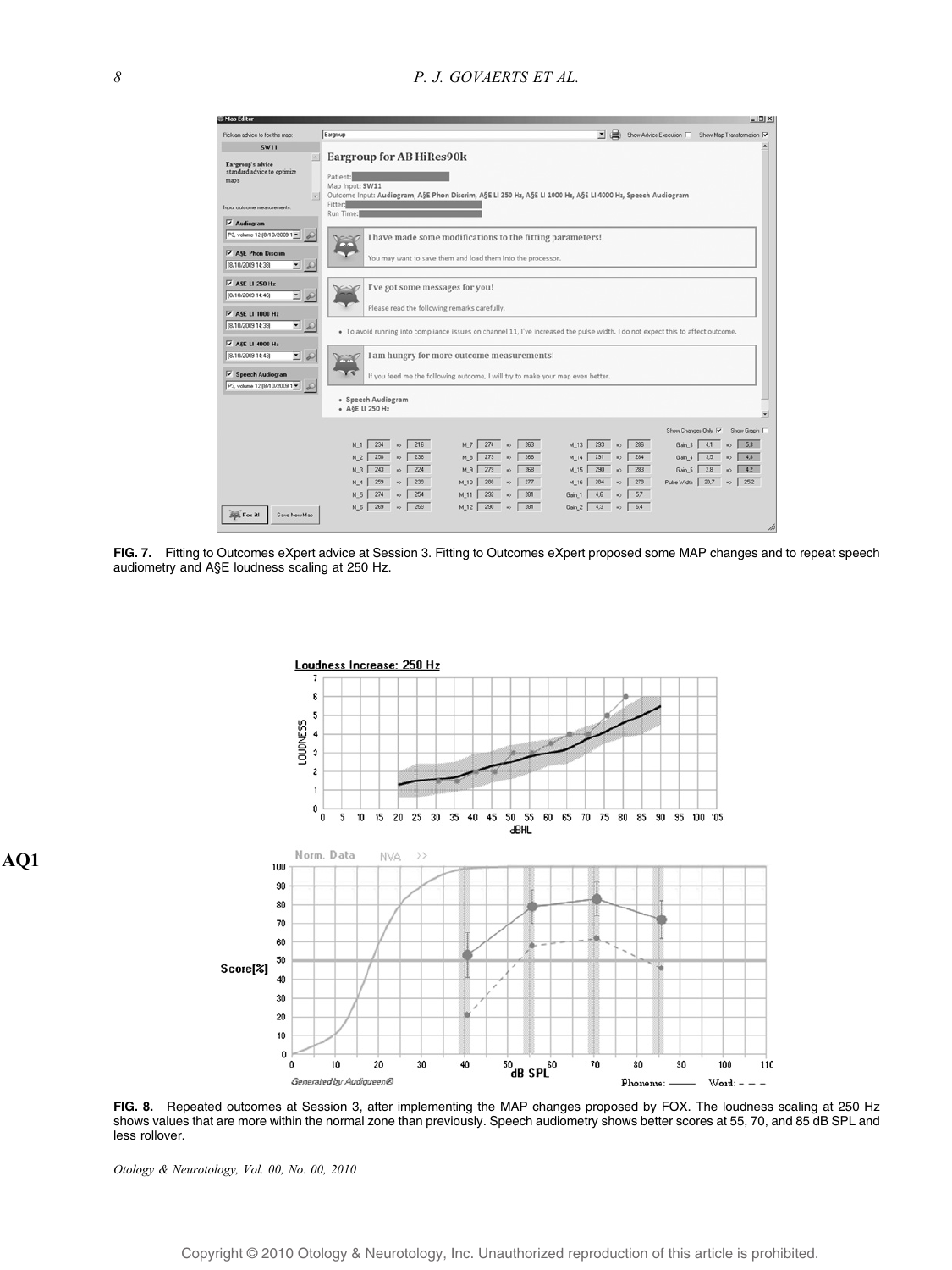**FIG. 7.** Fitting to Outcomes eXpert advice at Session 3. Fitting to Outcomes eXpert proposed some MAP changes and to repeat speech audiometry and A§E loudness scaling at 250 Hz.

**FIG. 8.** Repeated outcomes at Session 3, after implementing the MAP changes proposed by FOX. The loudness scaling at 250 Hz shows values that are more within the normal zone than previously. Speech audiometry shows better scores at 55, 70, and 85 dB SPL and less rollover.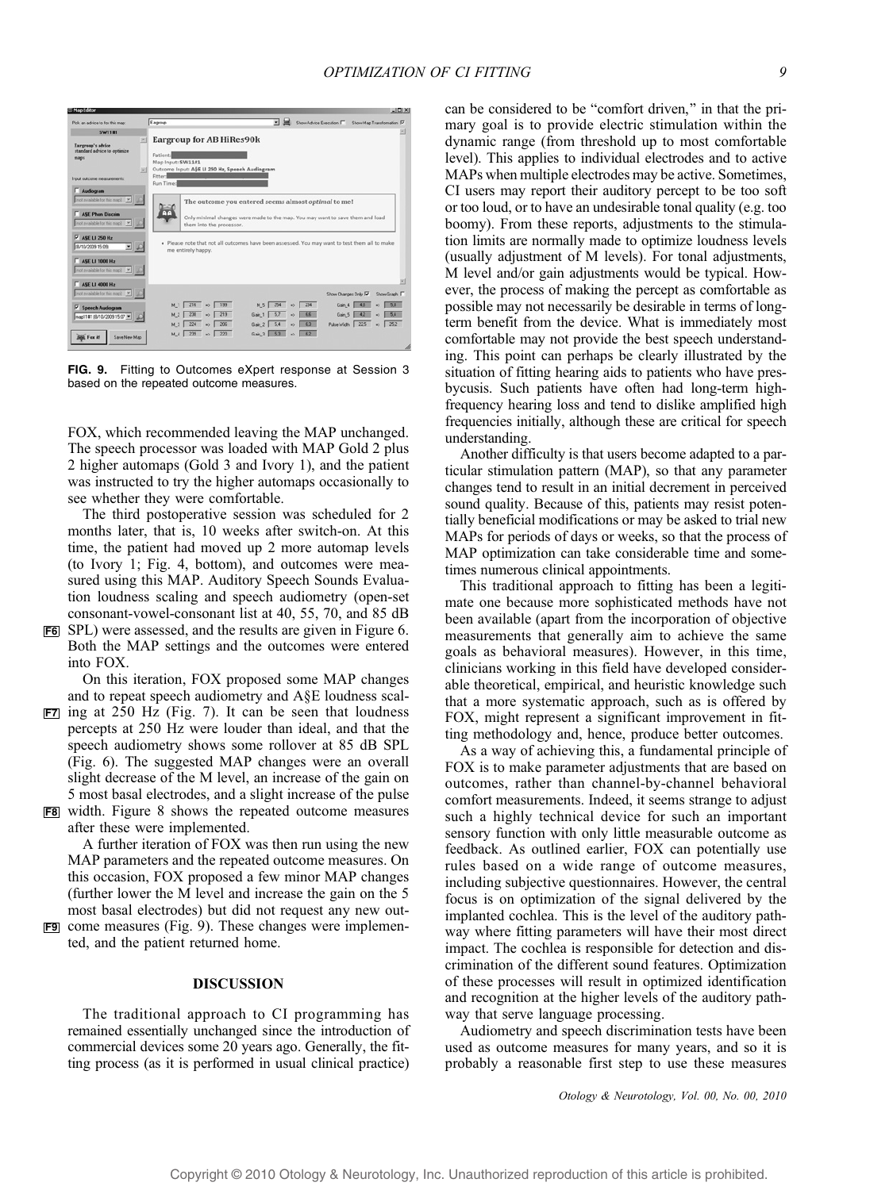FIG. 9. Fitting to Outcomes eXpert response at Session 3 based on the repeated outcome measures.

FOX, which recommended leaving the MAP unchanged. The speech processor was loaded with MAP Gold 2 plus 2 higher automaps (Gold 3 and Ivory 1), and the patient was instructed to try the higher automaps occasionally to see whether they were comfortable.

The third postoperative session was scheduled for 2 months later, that is, 10 weeks after switch-on. At this time, the patient had moved up 2 more automap levels (to Ivory 1; Fig. 4, bottom), and outcomes were measured using this MAP. Auditory Speech Sounds Evaluation loudness scaling and speech audiometry (open-set consonant-vowel-consonant list at 40, 55, 70, and 85 dB SPL) were assessed, and the results are given in Figure 6. Both the MAP settings and the outcomes were entered into FOX.

On this iteration, FOX proposed some MAP changes and to repeat speech audiometry and A§E loudness scaling at 250 Hz (Fig. 7). It can be seen that loudness percepts at 250 Hz were louder than ideal, and that the speech audiometry shows some rollover at 85 dB SPL (Fig. 6). The suggested MAP changes were an overall slight decrease of the M level, an increase of the gain on 5 most basal electrodes, and a slight increase of the pulse width. Figure 8 shows the repeated outcome measures after these were implemented.

A further iteration of FOX was then run using the new MAP parameters and the repeated outcome measures. On this occasion, FOX proposed a few minor MAP changes (further lower the M level and increase the gain on the 5 most basal electrodes) but did not request any new outcome measures (Fig. 9). These changes were implemented, and the patient returned home.

## DISCUSSION

The traditional approach to CI programming has remained essentially unchanged since the introduction of commercial devices some 20 years ago. Generally, the fitting process (as it is performed in usual clinical practice) can be considered to be "comfort driven," in that the primary goal is to provide electric stimulation within the dynamic range (from threshold up to most comfortable level). This applies to individual electrodes and to active MAPs when multiple electrodes may be active. Sometimes, CI users may report their auditory percept to be too soft or too loud, or to have an undesirable tonal quality (e.g. too boomy). From these reports, adjustments to the stimulation limits are normally made to optimize loudness levels (usually adjustment of M levels). For tonal adjustments, M level and/or gain adjustments would be typical. However, the process of making the percept as comfortable as possible may not necessarily be desirable in terms of long-term benefit from the device. What is immediately most comfortable may not provide the best speech understanding. This point can perhaps be clearly illustrated by the situation of fitting hearing aids to patients who have presbycusis. Such patients have often had long-term high-frequency hearing loss and tend to dislike amplified high frequencies initially, although these are critical for speech understanding.

Another difficulty is that users become adapted to a particular stimulation pattern (MAP), so that any parameter changes tend to result in an initial decrement in perceived sound quality. Because of this, patients may resist potentially beneficial modifications or may be asked to trial new MAPs for periods of days or weeks, so that the process of MAP optimization can take considerable time and sometimes numerous clinical appointments.

This traditional approach to fitting has been a legitimate one because more sophisticated methods have not been available (apart from the incorporation of objective measurements that generally aim to achieve the same goals as behavioral measures). However, in this time, clinicians working in this field have developed considerable theoretical, empirical, and heuristic knowledge such that a more systematic approach, such as is offered by FOX, might represent a significant improvement in fitting methodology and, hence, produce better outcomes.

As a way of achieving this, a fundamental principle of FOX is to make parameter adjustments that are based on outcomes, rather than channel-by-channel behavioral comfort measurements. Indeed, it seems strange to adjust such a highly technical device for such an important sensory function with only little measurable outcome as feedback. As outlined earlier, FOX can potentially use rules based on a wide range of outcome measures, including subjective questionnaires. However, the central focus is on optimization of the signal delivered by the implanted cochlea. This is the level of the auditory pathway where fitting parameters will have their most direct impact. The cochlea is responsible for detection and discrimination of the different sound features. Optimization of these processes will result in optimized identification and recognition at the higher levels of the auditory pathway that serve language processing.

Audiometry and speech discrimination tests have been used as outcome measures for many years, and so it is probably a reasonable first step to use these measures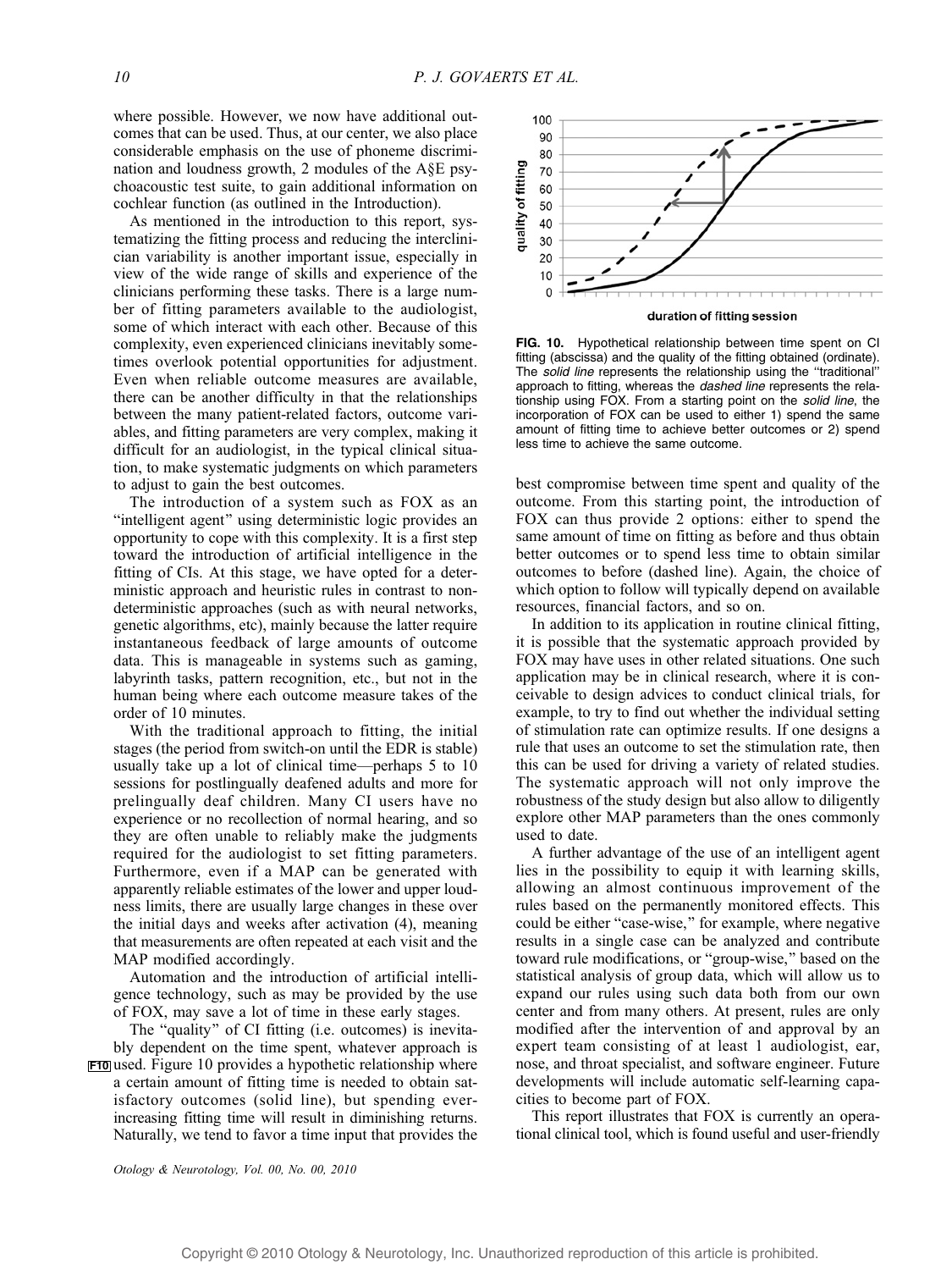where possible. However, we now have additional outcomes that can be used. Thus, at our center, we also place considerable emphasis on the use of phoneme discrimination and loudness growth, 2 modules of the A§E psychoacoustic test suite, to gain additional information on cochlear function (as outlined in the Introduction).

As mentioned in the introduction to this report, systematizing the fitting process and reducing the interclinician variability is another important issue, especially in view of the wide range of skills and experience of the clinicians performing these tasks. There is a large number of fitting parameters available to the audiologist, some of which interact with each other. Because of this complexity, even experienced clinicians inevitably sometimes overlook potential opportunities for adjustment. Even when reliable outcome measures are available, there can be another difficulty in that the relationships between the many patient-related factors, outcome variables, and fitting parameters are very complex, making it difficult for an audiologist, in the typical clinical situation, to make systematic judgments on which parameters to adjust to gain the best outcomes.

The introduction of a system such as FOX as an "intelligent agent" using deterministic logic provides an opportunity to cope with this complexity. It is a first step toward the introduction of artificial intelligence in the fitting of CIs. At this stage, we have opted for a deterministic approach and heuristic rules in contrast to nondeterministic approaches (such as with neural networks, genetic algorithms, etc), mainly because the latter require instantaneous feedback of large amounts of outcome data. This is manageable in systems such as gaming, labyrinth tasks, pattern recognition, etc., but not in the human being where each outcome measure takes of the order of 10 minutes.

With the traditional approach to fitting, the initial stages (the period from switch-on until the EDR is stable) usually take up a lot of clinical time—perhaps 5 to 10 sessions for postlingually deafened adults and more for prelingually deaf children. Many CI users have no experience or no recollection of normal hearing, and so they are often unable to reliably make the judgments required for the audiologist to set fitting parameters. Furthermore, even if a MAP can be generated with apparently reliable estimates of the lower and upper loudness limits, there are usually large changes in these over the initial days and weeks after activation (4), meaning that measurements are often repeated at each visit and the MAP modified accordingly.

Automation and the introduction of artificial intelligence technology, such as may be provided by the use of FOX, may save a lot of time in these early stages.

The "quality" of CI fitting (i.e. outcomes) is inevitably dependent on the time spent, whatever approach is used. Figure 10 provides a hypothetic relationship where a certain amount of fitting time is needed to obtain satisfactory outcomes (solid line), but spending ever-increasing fitting time will result in diminishing returns. Naturally, we tend to favor a time input that provides the best compromise between time spent and quality of the outcome. From this starting point, the introduction of FOX can thus provide 2 options: either to spend the same amount of time on fitting as before and thus obtain better outcomes or to spend less time to obtain similar outcomes to before (dashed line). Again, the choice of which option to follow will typically depend on available resources, financial factors, and so on.

quality of fitting
100
90
80
70
60
50
40
30
20
10
0
duration of fitting session

**FIG. 10.** Hypothetical relationship between time spent on CI fitting (abscissa) and the quality of the fitting obtained (ordinate). The *solid line* represents the relationship using the "traditional" approach to fitting, whereas the *dashed line* represents the relationship using FOX. From a starting point on the *solid line*, the incorporation of FOX can be used to either 1) spend the same amount of fitting time to achieve better outcomes or 2) spend less time to achieve the same outcome.

In addition to its application in routine clinical fitting, it is possible that the systematic approach provided by FOX may have uses in other related situations. One such application may be in clinical research, where it is conceivable to design advices to conduct clinical trials, for example, to try to find out whether the individual setting of stimulation rate can optimize results. If one designs a rule that uses an outcome to set the stimulation rate, then this can be used for driving a variety of related studies. The systematic approach will not only improve the robustness of the study design but also allow to diligently explore other MAP parameters than the ones commonly used to date.

A further advantage of the use of an intelligent agent lies in the possibility to equip it with learning skills, allowing an almost continuous improvement of the rules based on the permanently monitored effects. This could be either "case-wise," for example, where negative results in a single case can be analyzed and contribute toward rule modifications, or "group-wise," based on the statistical analysis of group data, which will allow us to expand our rules using such data both from our own center and from many others. At present, rules are only modified after the intervention of and approval by an expert team consisting of at least 1 audiologist, ear, nose, and throat specialist, and software engineer. Future developments will include automatic self-learning capacities to become part of FOX.

This report illustrates that FOX is currently an operational clinical tool, which is found useful and user-friendly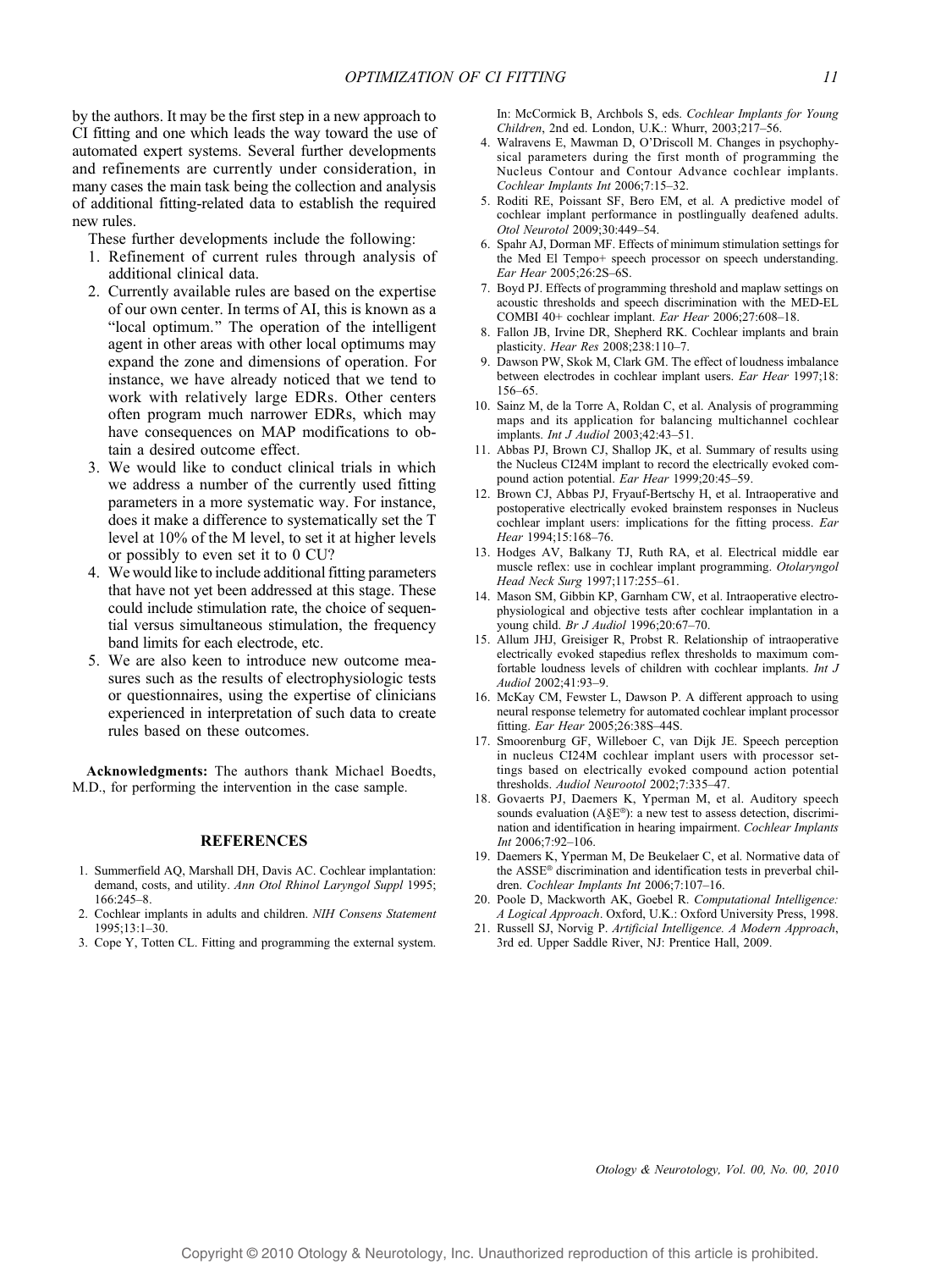by the authors. It may be the first step in a new approach to CI fitting and one which leads the way toward the use of automated expert systems. Several further developments and refinements are currently under consideration, in many cases the main task being the collection and analysis of additional fitting-related data to establish the required new rules.

These further developments include the following:

1. Refinement of current rules through analysis of additional clinical data.
2. Currently available rules are based on the expertise of our own center. In terms of AI, this is known as a "local optimum." The operation of the intelligent agent in other areas with other local optimums may expand the zone and dimensions of operation. For instance, we have already noticed that we tend to work with relatively large EDRs. Other centers often program much narrower EDRs, which may have consequences on MAP modifications to obtain a desired outcome effect.
3. We would like to conduct clinical trials in which we address a number of the currently used fitting parameters in a more systematic way. For instance, does it make a difference to systematically set the T level at 10% of the M level, to set it at higher levels or possibly to even set it to 0 CU?
4. We would like to include additional fitting parameters that have not yet been addressed at this stage. These could include stimulation rate, the choice of sequential versus simultaneous stimulation, the frequency band limits for each electrode, etc.
5. We are also keen to introduce new outcome measures such as the results of electrophysiologic tests or questionnaires, using the expertise of clinicians experienced in interpretation of such data to create rules based on these outcomes.

**Acknowledgments:** The authors thank Michael Boedts, M.D., for performing the intervention in the case sample.

## REFERENCES

1. Summerfield AQ, Marshall DH, Davis AC. Cochlear implantation: demand, costs, and utility. *Ann Otol Rhinol Laryngol Suppl* 1995; 166:245–8.
2. Cochlear implants in adults and children. *NIH Consens Statement* 1995;13:1–30.
3. Cope Y, Totten CL. Fitting and programming the external system. In: McCormick B, Archbols S, eds. *Cochlear Implants for Young Children*, 2nd ed. London, U.K.: Whurr, 2003;217–56.
4. Walravens E, Mawman D, O'Driscoll M. Changes in psychophysical parameters during the first month of programming the Nucleus Contour and Contour Advance cochlear implants. *Cochlear Implants Int* 2006;7:15–32.
5. Roditi RE, Poissant SF, Bero EM, et al. A predictive model of cochlear implant performance in postlingually deafened adults. *Otol Neurotol* 2009;30:449–54.
6. Spahr AJ, Dorman MF. Effects of minimum stimulation settings for the Med El Tempo+ speech processor on speech understanding. *Ear Hear* 2005;26:2S–6S.
7. Boyd PJ. Effects of programming threshold and maplaw settings on acoustic thresholds and speech discrimination with the MED-EL COMBI 40+ cochlear implant. *Ear Hear* 2006;27:608–18.
8. Fallon JB, Irvine DR, Shepherd RK. Cochlear implants and brain plasticity. *Hear Res* 2008;238:110–7.
9. Dawson PW, Skok M, Clark GM. The effect of loudness imbalance between electrodes in cochlear implant users. *Ear Hear* 1997;18: 156–65.
10. Sainz M, de la Torre A, Roldan C, et al. Analysis of programming maps and its application for balancing multichannel cochlear implants. *Int J Audiol* 2003;42:43–51.
11. Abbas PJ, Brown CJ, Shallop JK, et al. Summary of results using the Nucleus CI24M implant to record the electrically evoked compound action potential. *Ear Hear* 1999;20:45–59.
12. Brown CJ, Abbas PJ, Fryauf-Bertschy H, et al. Intraoperative and postoperative electrically evoked brainstem responses in Nucleus cochlear implant users: implications for the fitting process. *Ear Hear* 1994;15:168–76.
13. Hodges AV, Balkany TJ, Ruth RA, et al. Electrical middle ear muscle reflex: use in cochlear implant programming. *Otolaryngol Head Neck Surg* 1997;117:255–61.
14. Mason SM, Gibbin KP, Garnham CW, et al. Intraoperative electrophysiological and objective tests after cochlear implantation in a young child. *Br J Audiol* 1996;20:67–70.
15. Allum JHJ, Greisiger R, Probst R. Relationship of intraoperative electrically evoked stapedius reflex thresholds to maximum comfortable loudness levels of children with cochlear implants. *Int J Audiol* 2002;41:93–9.
16. McKay CM, Fewster L, Dawson P. A different approach to using neural response telemetry for automated cochlear implant processor fitting. *Ear Hear* 2005;26:38S–44S.
17. Smoorenburg GF, Willeboer C, van Dijk JE. Speech perception in nucleus CI24M cochlear implant users with processor settings based on electrically evoked compound action potential thresholds. *Audiol Neurootol* 2002;7:335–47.
18. Govaerts PJ, Daemers K, Yperman M, et al. Auditory speech sounds evaluation (A§E®): a new test to assess detection, discrimination and identification in hearing impairment. *Cochlear Implants Int* 2006;7:92–106.
19. Daemers K, Yperman M, De Beukelaer C, et al. Normative data of the ASSE® discrimination and identification tests in preverbal children. *Cochlear Implants Int* 2006;7:107–16.
20. Poole D, Mackworth AK, Goebel R. *Computational Intelligence: A Logical Approach*. Oxford, U.K.: Oxford University Press, 1998.
21. Russell SJ, Norvig P. *Artificial Intelligence. A Modern Approach*, 3rd ed. Upper Saddle River, NJ: Prentice Hall, 2009.